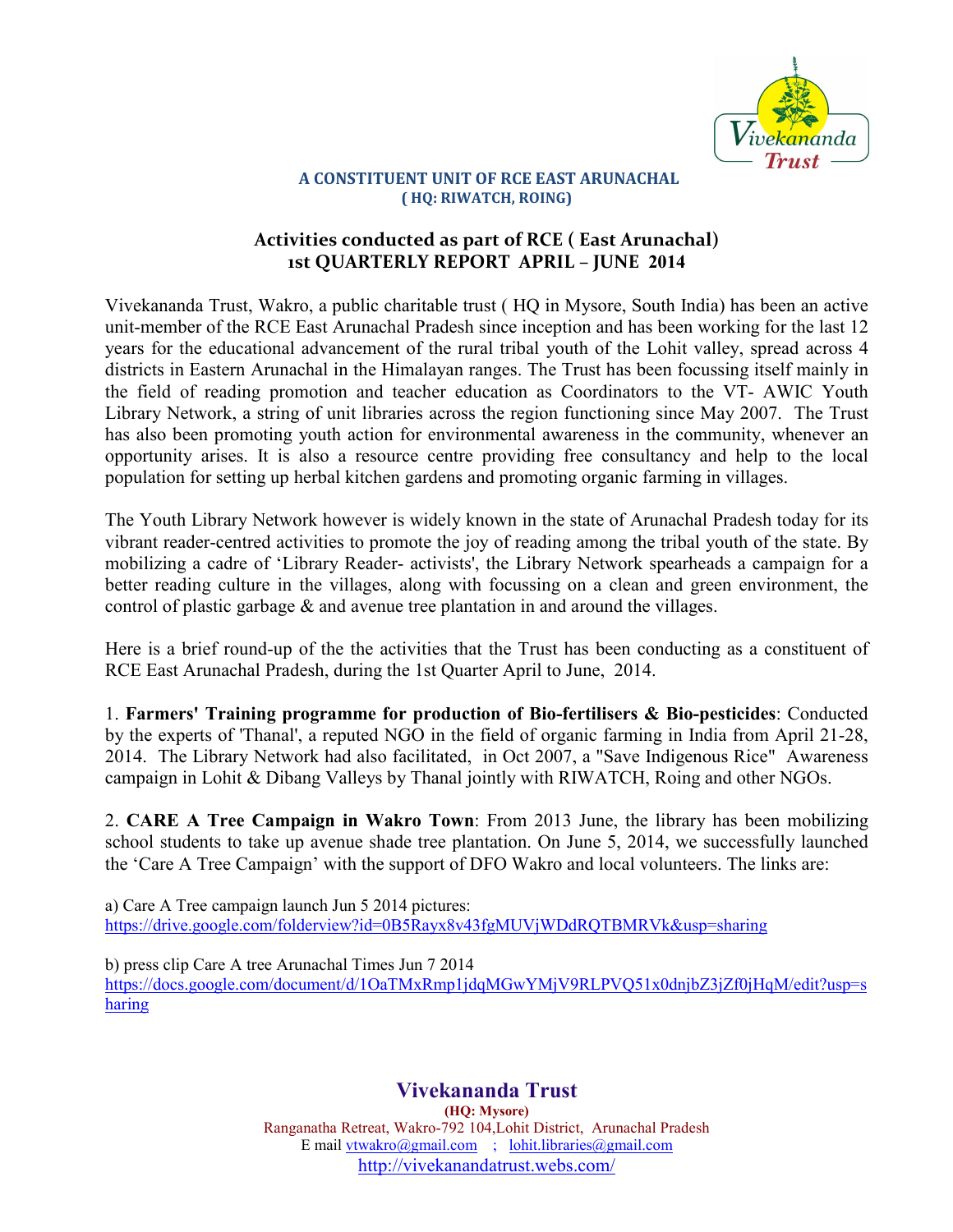**A CONSTITUENT UNIT OF RCE EAST ARUNACHAL**
**( HQ: RIWATCH, ROING)**

## Activities conducted as part of RCE ( East Arunachal)
## 1st QUARTERLY REPORT APRIL – JUNE 2014

Vivekananda Trust, Wakro, a public charitable trust ( HQ in Mysore, South India) has been an active unit-member of the RCE East Arunachal Pradesh since inception and has been working for the last 12 years for the educational advancement of the rural tribal youth of the Lohit valley, spread across 4 districts in Eastern Arunachal in the Himalayan ranges. The Trust has been focussing itself mainly in the field of reading promotion and teacher education as Coordinators to the VT- AWIC Youth Library Network, a string of unit libraries across the region functioning since May 2007. The Trust has also been promoting youth action for environmental awareness in the community, whenever an opportunity arises. It is also a resource centre providing free consultancy and help to the local population for setting up herbal kitchen gardens and promoting organic farming in villages.

The Youth Library Network however is widely known in the state of Arunachal Pradesh today for its vibrant reader-centred activities to promote the joy of reading among the tribal youth of the state. By mobilizing a cadre of 'Library Reader- activists', the Library Network spearheads a campaign for a better reading culture in the villages, along with focussing on a clean and green environment, the control of plastic garbage & and avenue tree plantation in and around the villages.

Here is a brief round-up of the the activities that the Trust has been conducting as a constituent of RCE East Arunachal Pradesh, during the 1st Quarter April to June, 2014.

1. **Farmers' Training programme for production of Bio-fertilisers & Bio-pesticides**: Conducted by the experts of 'Thanal', a reputed NGO in the field of organic farming in India from April 21-28, 2014. The Library Network had also facilitated, in Oct 2007, a "Save Indigenous Rice" Awareness campaign in Lohit & Dibang Valleys by Thanal jointly with RIWATCH, Roing and other NGOs.

2. **CARE A Tree Campaign in Wakro Town**: From 2013 June, the library has been mobilizing school students to take up avenue shade tree plantation. On June 5, 2014, we successfully launched the 'Care A Tree Campaign' with the support of DFO Wakro and local volunteers. The links are:

a) Care A Tree campaign launch Jun 5 2014 pictures:
https://drive.google.com/folderview?id=0B5Rayx8v43fgMUVjWDdRQTBMRVk&usp=sharing

b) press clip Care A tree Arunachal Times Jun 7 2014
https://docs.google.com/document/d/1OaTMxRmp1jdqMGwYMjV9RLPVQ51x0dnjbZ3jZf0jHqM/edit?usp=sharing

**Vivekananda Trust**
**(HQ: Mysore)**
Ranganatha Retreat, Wakro-792 104,Lohit District, Arunachal Pradesh
E mail vtwakro@gmail.com ; lohit.libraries@gmail.com
http://vivekanandatrust.webs.com/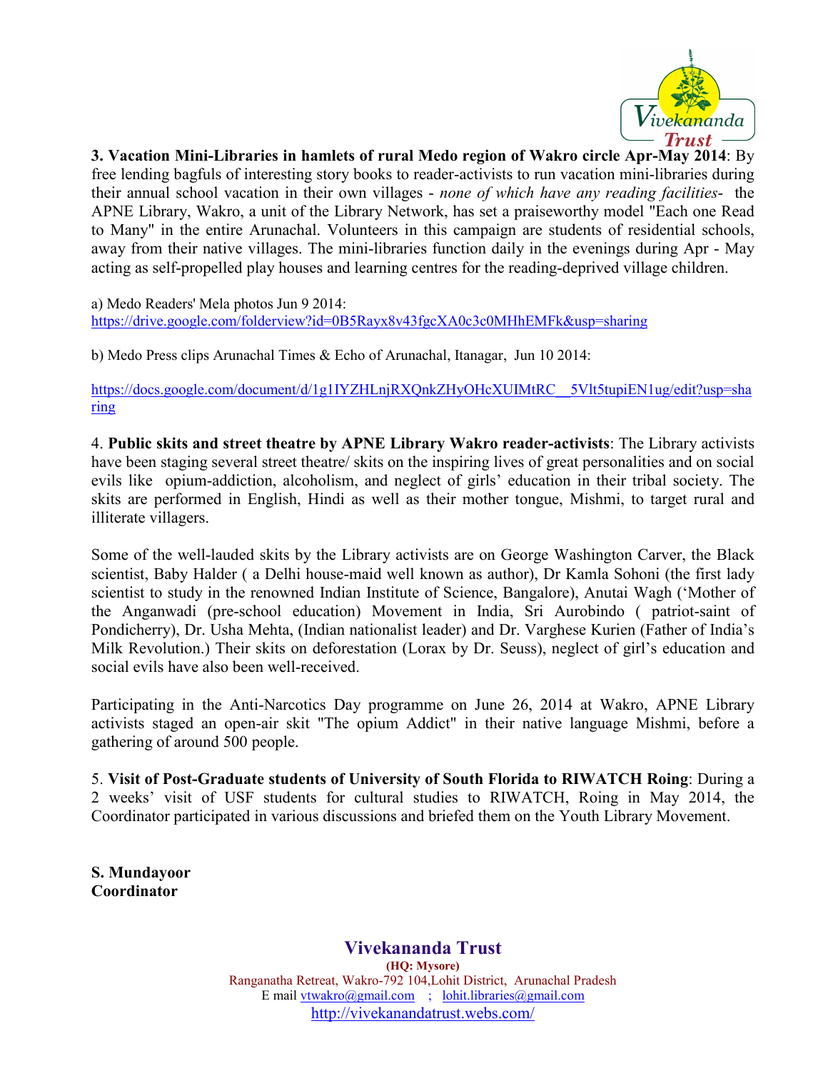**3. Vacation Mini-Libraries in hamlets of rural Medo region of Wakro circle Apr-May 2014**: By free lending bagfuls of interesting story books to reader-activists to run vacation mini-libraries during their annual school vacation in their own villages - *none of which have any reading facilities-* the APNE Library, Wakro, a unit of the Library Network, has set a praiseworthy model "Each one Read to Many" in the entire Arunachal. Volunteers in this campaign are students of residential schools, away from their native villages. The mini-libraries function daily in the evenings during Apr - May acting as self-propelled play houses and learning centres for the reading-deprived village children.

a) Medo Readers' Mela photos Jun 9 2014:
https://drive.google.com/folderview?id=0B5Rayx8v43fgcXA0c3c0MHhEMFk&usp=sharing

b) Medo Press clips Arunachal Times & Echo of Arunachal, Itanagar, Jun 10 2014:

https://docs.google.com/document/d/1g1IYZHLnjRXQnkZHyOHcXUIMtRC__5Vlt5tupiEN1ug/edit?usp=sharing

4. **Public skits and street theatre by APNE Library Wakro reader-activists**: The Library activists have been staging several street theatre/ skits on the inspiring lives of great personalities and on social evils like opium-addiction, alcoholism, and neglect of girls' education in their tribal society. The skits are performed in English, Hindi as well as their mother tongue, Mishmi, to target rural and illiterate villagers.

Some of the well-lauded skits by the Library activists are on George Washington Carver, the Black scientist, Baby Halder ( a Delhi house-maid well known as author), Dr Kamla Sohoni (the first lady scientist to study in the renowned Indian Institute of Science, Bangalore), Anutai Wagh ('Mother of the Anganwadi (pre-school education) Movement in India, Sri Aurobindo ( patriot-saint of Pondicherry), Dr. Usha Mehta, (Indian nationalist leader) and Dr. Varghese Kurien (Father of India's Milk Revolution.) Their skits on deforestation (Lorax by Dr. Seuss), neglect of girl's education and social evils have also been well-received.

Participating in the Anti-Narcotics Day programme on June 26, 2014 at Wakro, APNE Library activists staged an open-air skit "The opium Addict" in their native language Mishmi, before a gathering of around 500 people.

5. **Visit of Post-Graduate students of University of South Florida to RIWATCH Roing**: During a 2 weeks' visit of USF students for cultural studies to RIWATCH, Roing in May 2014, the Coordinator participated in various discussions and briefed them on the Youth Library Movement.

**S. Mundayoor**
**Coordinator**

**Vivekananda Trust**
**(HQ: Mysore)**
Ranganatha Retreat, Wakro-792 104,Lohit District, Arunachal Pradesh
E mail vtwakro@gmail.com ; lohit.libraries@gmail.com
http://vivekanandatrust.webs.com/